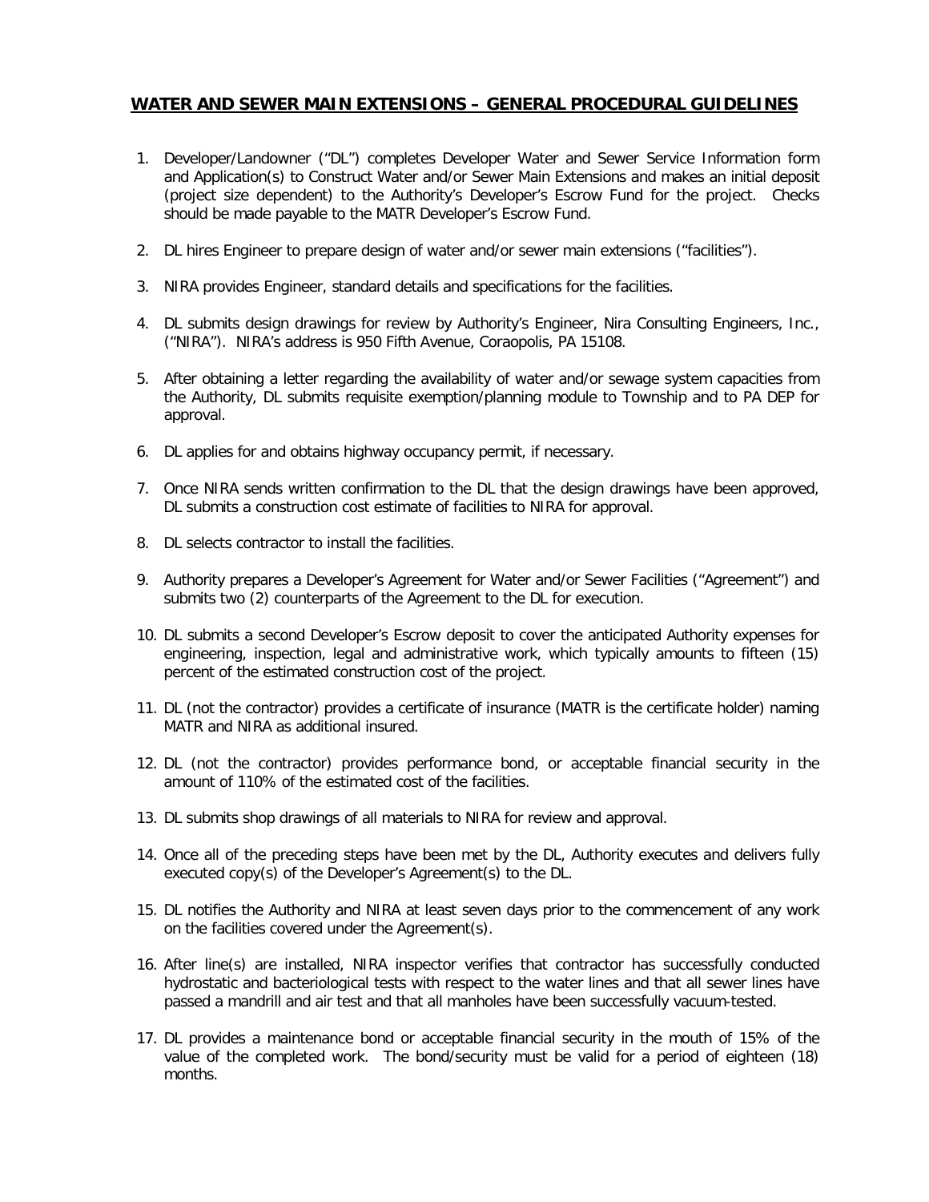# **WATER AND SEWER MAIN EXTENSIONS – GENERAL PROCEDURAL GUIDELINES**

1. Developer/Landowner ("DL") completes Developer Water and Sewer Service Information form and Application(s) to Construct Water and/or Sewer Main Extensions and makes an initial deposit (project size dependent) to the Authority's Developer's Escrow Fund for the project. Checks should be made payable to the MATR Developer's Escrow Fund.

2. DL hires Engineer to prepare design of water and/or sewer main extensions ("facilities").

3. NIRA provides Engineer, standard details and specifications for the facilities.

4. DL submits design drawings for review by Authority's Engineer, Nira Consulting Engineers, Inc., ("NIRA"). NIRA's address is 950 Fifth Avenue, Coraopolis, PA 15108.

5. After obtaining a letter regarding the availability of water and/or sewage system capacities from the Authority, DL submits requisite exemption/planning module to Township and to PA DEP for approval.

6. DL applies for and obtains highway occupancy permit, if necessary.

7. Once NIRA sends written confirmation to the DL that the design drawings have been approved, DL submits a construction cost estimate of facilities to NIRA for approval.

8. DL selects contractor to install the facilities.

9. Authority prepares a Developer's Agreement for Water and/or Sewer Facilities ("Agreement") and submits two (2) counterparts of the Agreement to the DL for execution.

10. DL submits a second Developer's Escrow deposit to cover the anticipated Authority expenses for engineering, inspection, legal and administrative work, which typically amounts to fifteen (15) percent of the estimated construction cost of the project.

11. DL (not the contractor) provides a certificate of insurance (MATR is the certificate holder) naming MATR and NIRA as additional insured.

12. DL (not the contractor) provides performance bond, or acceptable financial security in the amount of 110% of the estimated cost of the facilities.

13. DL submits shop drawings of all materials to NIRA for review and approval.

14. Once all of the preceding steps have been met by the DL, Authority executes and delivers fully executed copy(s) of the Developer's Agreement(s) to the DL.

15. DL notifies the Authority and NIRA at least seven days prior to the commencement of any work on the facilities covered under the Agreement(s).

16. After line(s) are installed, NIRA inspector verifies that contractor has successfully conducted hydrostatic and bacteriological tests with respect to the water lines and that all sewer lines have passed a mandrill and air test and that all manholes have been successfully vacuum-tested.

17. DL provides a maintenance bond or acceptable financial security in the mouth of 15% of the value of the completed work. The bond/security must be valid for a period of eighteen (18) months.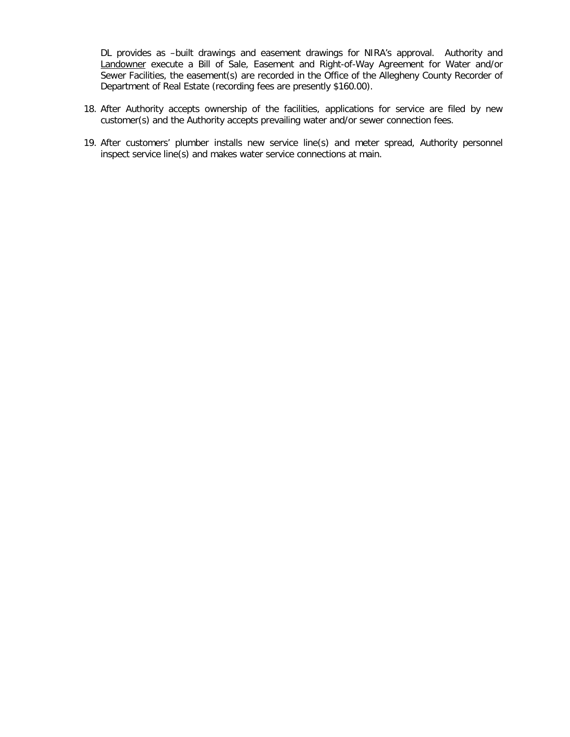DL provides as –built drawings and easement drawings for NIRA's approval. Authority and <u>Landowner</u> execute a Bill of Sale, Easement and Right-of-Way Agreement for Water and/or Sewer Facilities, the easement(s) are recorded in the Office of the Allegheny County Recorder of Department of Real Estate (recording fees are presently $160.00).

18. After Authority accepts ownership of the facilities, applications for service are filed by new customer(s) and the Authority accepts prevailing water and/or sewer connection fees.

19. After customers' plumber installs new service line(s) and meter spread, Authority personnel inspect service line(s) and makes water service connections at main.